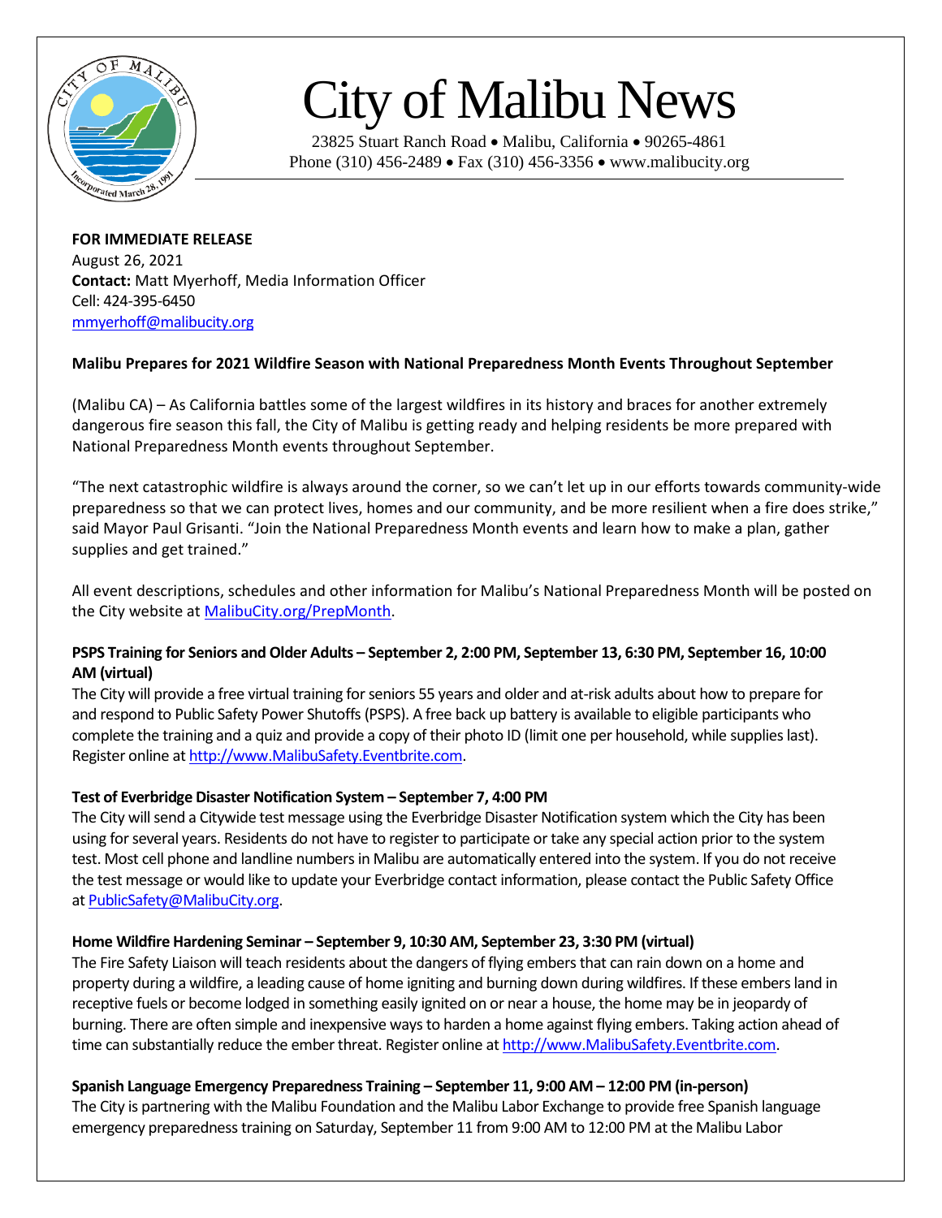# City of Malibu News

23825 Stuart Ranch Road • Malibu, California • 90265-4861
Phone (310) 456-2489 • Fax (310) 456-3356 • www.malibucity.org

**FOR IMMEDIATE RELEASE**
August 26, 2021
**Contact:** Matt Myerhoff, Media Information Officer
Cell: 424-395-6450
mmyerhoff@malibucity.org

**Malibu Prepares for 2021 Wildfire Season with National Preparedness Month Events Throughout September**

(Malibu CA) – As California battles some of the largest wildfires in its history and braces for another extremely dangerous fire season this fall, the City of Malibu is getting ready and helping residents be more prepared with National Preparedness Month events throughout September.

"The next catastrophic wildfire is always around the corner, so we can't let up in our efforts towards community-wide preparedness so that we can protect lives, homes and our community, and be more resilient when a fire does strike," said Mayor Paul Grisanti. "Join the National Preparedness Month events and learn how to make a plan, gather supplies and get trained."

All event descriptions, schedules and other information for Malibu's National Preparedness Month will be posted on the City website at MalibuCity.org/PrepMonth.

**PSPS Training for Seniors and Older Adults – September 2, 2:00 PM, September 13, 6:30 PM, September 16, 10:00 AM (virtual)**

The City will provide a free virtual training for seniors 55 years and older and at-risk adults about how to prepare for and respond to Public Safety Power Shutoffs (PSPS). A free back up battery is available to eligible participants who complete the training and a quiz and provide a copy of their photo ID (limit one per household, while supplies last). Register online at http://www.MalibuSafety.Eventbrite.com.

**Test of Everbridge Disaster Notification System – September 7, 4:00 PM**

The City will send a Citywide test message using the Everbridge Disaster Notification system which the City has been using for several years. Residents do not have to register to participate or take any special action prior to the system test. Most cell phone and landline numbers in Malibu are automatically entered into the system. If you do not receive the test message or would like to update your Everbridge contact information, please contact the Public Safety Office at PublicSafety@MalibuCity.org.

**Home Wildfire Hardening Seminar – September 9, 10:30 AM, September 23, 3:30 PM (virtual)**

The Fire Safety Liaison will teach residents about the dangers of flying embers that can rain down on a home and property during a wildfire, a leading cause of home igniting and burning down during wildfires. If these embers land in receptive fuels or become lodged in something easily ignited on or near a house, the home may be in jeopardy of burning. There are often simple and inexpensive ways to harden a home against flying embers. Taking action ahead of time can substantially reduce the ember threat. Register online at http://www.MalibuSafety.Eventbrite.com.

**Spanish Language Emergency Preparedness Training – September 11, 9:00 AM – 12:00 PM (in-person)**

The City is partnering with the Malibu Foundation and the Malibu Labor Exchange to provide free Spanish language emergency preparedness training on Saturday, September 11 from 9:00 AM to 12:00 PM at the Malibu Labor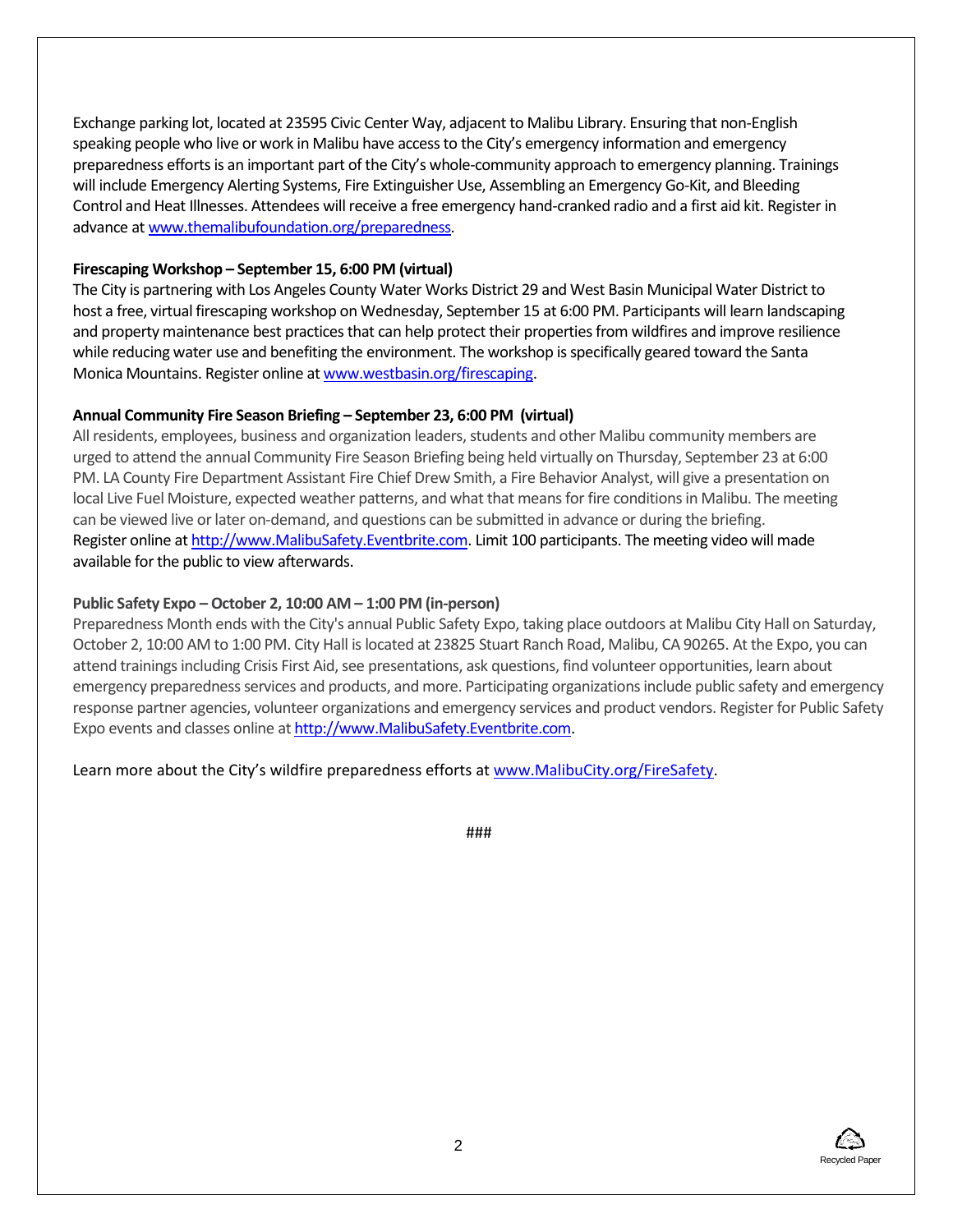Exchange parking lot, located at 23595 Civic Center Way, adjacent to Malibu Library. Ensuring that non-English speaking people who live or work in Malibu have access to the City's emergency information and emergency preparedness efforts is an important part of the City's whole-community approach to emergency planning. Trainings will include Emergency Alerting Systems, Fire Extinguisher Use, Assembling an Emergency Go-Kit, and Bleeding Control and Heat Illnesses. Attendees will receive a free emergency hand-cranked radio and a first aid kit. Register in advance at www.themalibufoundation.org/preparedness.

**Firescaping Workshop – September 15, 6:00 PM (virtual)**

The City is partnering with Los Angeles County Water Works District 29 and West Basin Municipal Water District to host a free, virtual firescaping workshop on Wednesday, September 15 at 6:00 PM. Participants will learn landscaping and property maintenance best practices that can help protect their properties from wildfires and improve resilience while reducing water use and benefiting the environment. The workshop is specifically geared toward the Santa Monica Mountains. Register online at www.westbasin.org/firescaping.

**Annual Community Fire Season Briefing – September 23, 6:00 PM (virtual)**

All residents, employees, business and organization leaders, students and other Malibu community members are urged to attend the annual Community Fire Season Briefing being held virtually on Thursday, September 23 at 6:00 PM. LA County Fire Department Assistant Fire Chief Drew Smith, a Fire Behavior Analyst, will give a presentation on local Live Fuel Moisture, expected weather patterns, and what that means for fire conditions in Malibu. The meeting can be viewed live or later on-demand, and questions can be submitted in advance or during the briefing. Register online at http://www.MalibuSafety.Eventbrite.com. Limit 100 participants. The meeting video will made available for the public to view afterwards.

**Public Safety Expo – October 2, 10:00 AM – 1:00 PM (in-person)**

Preparedness Month ends with the City's annual Public Safety Expo, taking place outdoors at Malibu City Hall on Saturday, October 2, 10:00 AM to 1:00 PM. City Hall is located at 23825 Stuart Ranch Road, Malibu, CA 90265. At the Expo, you can attend trainings including Crisis First Aid, see presentations, ask questions, find volunteer opportunities, learn about emergency preparedness services and products, and more. Participating organizations include public safety and emergency response partner agencies, volunteer organizations and emergency services and product vendors. Register for Public Safety Expo events and classes online at http://www.MalibuSafety.Eventbrite.com.

Learn more about the City's wildfire preparedness efforts at www.MalibuCity.org/FireSafety.

###